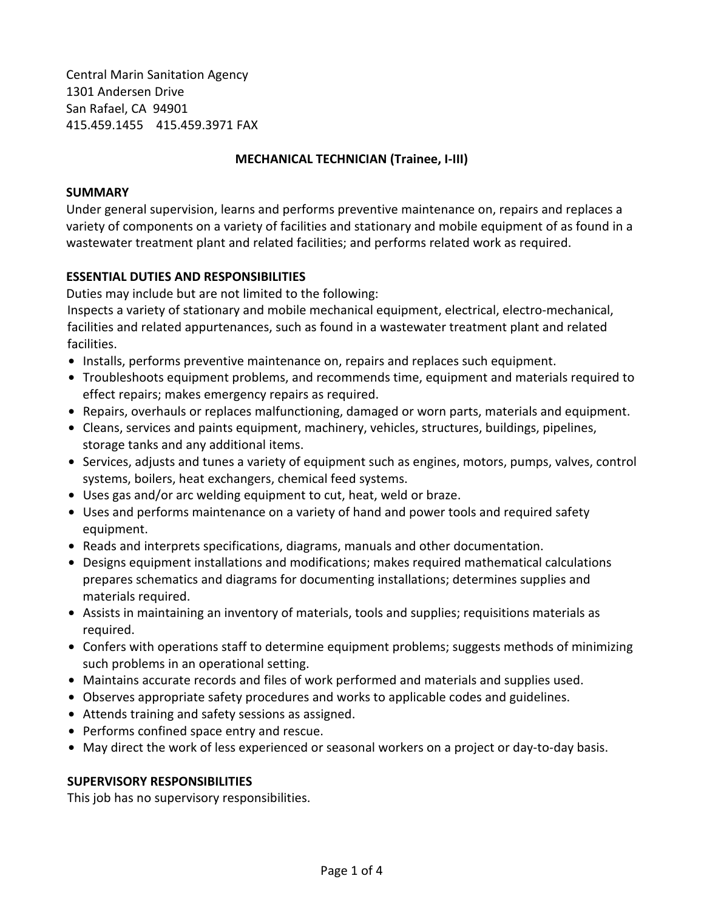Central Marin Sanitation Agency
1301 Andersen Drive
San Rafael, CA 94901
415.459.1455 415.459.3971 FAX

## MECHANICAL TECHNICIAN (Trainee, I-III)

### SUMMARY

Under general supervision, learns and performs preventive maintenance on, repairs and replaces a variety of components on a variety of facilities and stationary and mobile equipment of as found in a wastewater treatment plant and related facilities; and performs related work as required.

### ESSENTIAL DUTIES AND RESPONSIBILITIES

Duties may include but are not limited to the following:

Inspects a variety of stationary and mobile mechanical equipment, electrical, electro-mechanical, facilities and related appurtenances, such as found in a wastewater treatment plant and related facilities.

- Installs, performs preventive maintenance on, repairs and replaces such equipment.
- Troubleshoots equipment problems, and recommends time, equipment and materials required to effect repairs; makes emergency repairs as required.
- Repairs, overhauls or replaces malfunctioning, damaged or worn parts, materials and equipment.
- Cleans, services and paints equipment, machinery, vehicles, structures, buildings, pipelines, storage tanks and any additional items.
- Services, adjusts and tunes a variety of equipment such as engines, motors, pumps, valves, control systems, boilers, heat exchangers, chemical feed systems.
- Uses gas and/or arc welding equipment to cut, heat, weld or braze.
- Uses and performs maintenance on a variety of hand and power tools and required safety equipment.
- Reads and interprets specifications, diagrams, manuals and other documentation.
- Designs equipment installations and modifications; makes required mathematical calculations prepares schematics and diagrams for documenting installations; determines supplies and materials required.
- Assists in maintaining an inventory of materials, tools and supplies; requisitions materials as required.
- Confers with operations staff to determine equipment problems; suggests methods of minimizing such problems in an operational setting.
- Maintains accurate records and files of work performed and materials and supplies used.
- Observes appropriate safety procedures and works to applicable codes and guidelines.
- Attends training and safety sessions as assigned.
- Performs confined space entry and rescue.
- May direct the work of less experienced or seasonal workers on a project or day-to-day basis.

### SUPERVISORY RESPONSIBILITIES

This job has no supervisory responsibilities.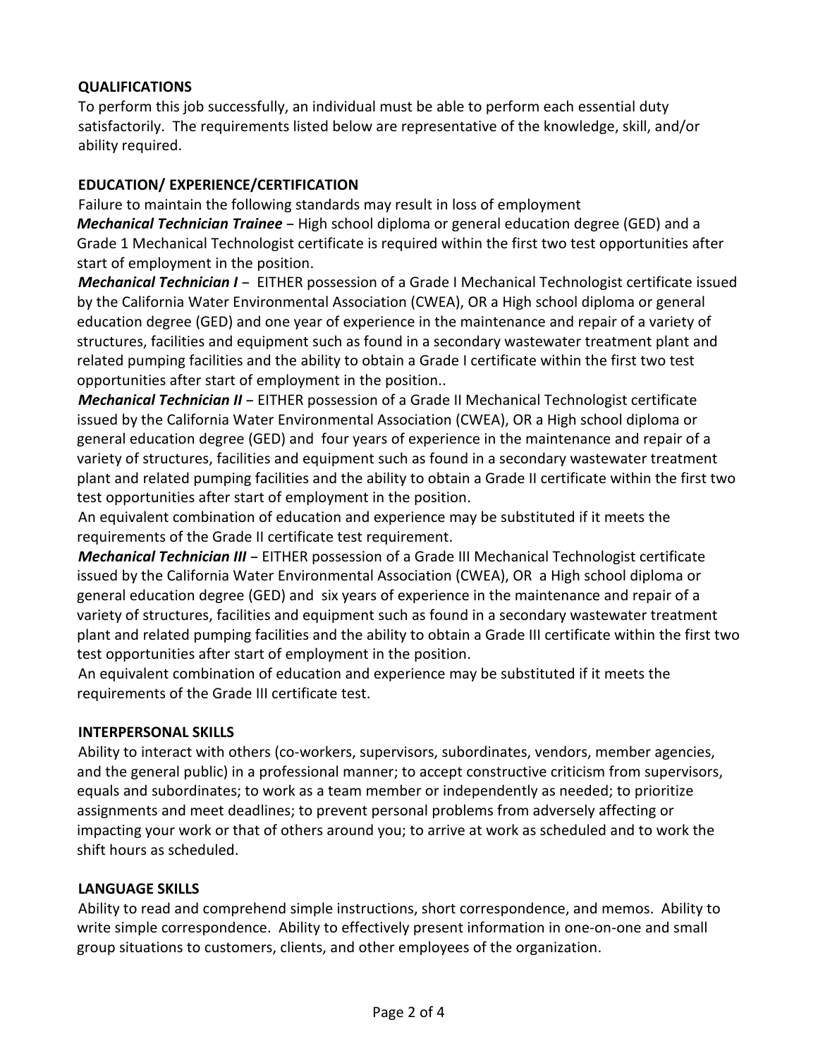## QUALIFICATIONS

To perform this job successfully, an individual must be able to perform each essential duty satisfactorily. The requirements listed below are representative of the knowledge, skill, and/or ability required.

## EDUCATION/ EXPERIENCE/CERTIFICATION

Failure to maintain the following standards may result in loss of employment

***Mechanical Technician Trainee*** – High school diploma or general education degree (GED) and a Grade 1 Mechanical Technologist certificate is required within the first two test opportunities after start of employment in the position.

***Mechanical Technician I*** – EITHER possession of a Grade I Mechanical Technologist certificate issued by the California Water Environmental Association (CWEA), OR a High school diploma or general education degree (GED) and one year of experience in the maintenance and repair of a variety of structures, facilities and equipment such as found in a secondary wastewater treatment plant and related pumping facilities and the ability to obtain a Grade I certificate within the first two test opportunities after start of employment in the position..

***Mechanical Technician II*** – EITHER possession of a Grade II Mechanical Technologist certificate issued by the California Water Environmental Association (CWEA), OR a High school diploma or general education degree (GED) and four years of experience in the maintenance and repair of a variety of structures, facilities and equipment such as found in a secondary wastewater treatment plant and related pumping facilities and the ability to obtain a Grade II certificate within the first two test opportunities after start of employment in the position.

An equivalent combination of education and experience may be substituted if it meets the requirements of the Grade II certificate test requirement.

***Mechanical Technician III*** – EITHER possession of a Grade III Mechanical Technologist certificate issued by the California Water Environmental Association (CWEA), OR a High school diploma or general education degree (GED) and six years of experience in the maintenance and repair of a variety of structures, facilities and equipment such as found in a secondary wastewater treatment plant and related pumping facilities and the ability to obtain a Grade III certificate within the first two test opportunities after start of employment in the position.

An equivalent combination of education and experience may be substituted if it meets the requirements of the Grade III certificate test.

## INTERPERSONAL SKILLS

Ability to interact with others (co-workers, supervisors, subordinates, vendors, member agencies, and the general public) in a professional manner; to accept constructive criticism from supervisors, equals and subordinates; to work as a team member or independently as needed; to prioritize assignments and meet deadlines; to prevent personal problems from adversely affecting or impacting your work or that of others around you; to arrive at work as scheduled and to work the shift hours as scheduled.

## LANGUAGE SKILLS

Ability to read and comprehend simple instructions, short correspondence, and memos. Ability to write simple correspondence. Ability to effectively present information in one-on-one and small group situations to customers, clients, and other employees of the organization.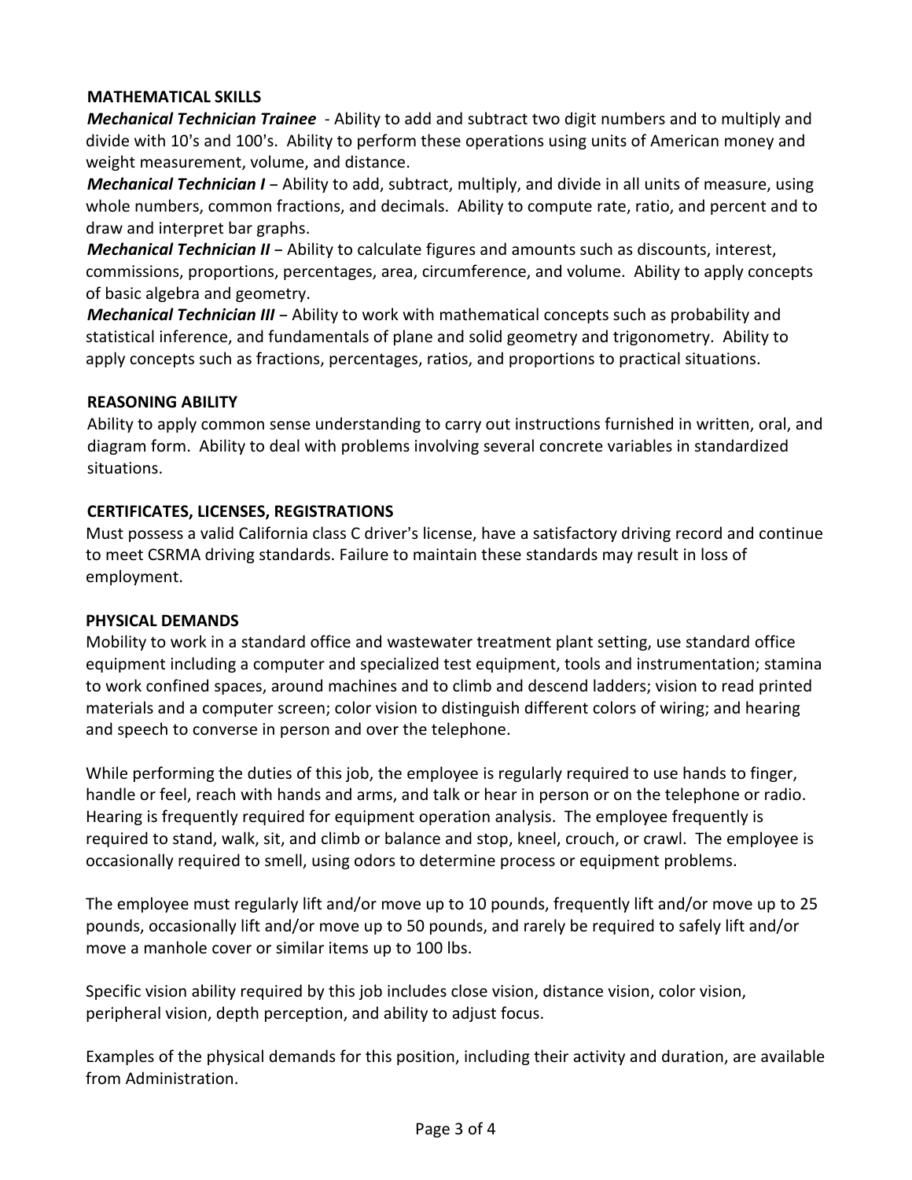## MATHEMATICAL SKILLS

***Mechanical Technician Trainee*** - Ability to add and subtract two digit numbers and to multiply and divide with 10's and 100's. Ability to perform these operations using units of American money and weight measurement, volume, and distance.

***Mechanical Technician I*** – Ability to add, subtract, multiply, and divide in all units of measure, using whole numbers, common fractions, and decimals. Ability to compute rate, ratio, and percent and to draw and interpret bar graphs.

***Mechanical Technician II*** – Ability to calculate figures and amounts such as discounts, interest, commissions, proportions, percentages, area, circumference, and volume. Ability to apply concepts of basic algebra and geometry.

***Mechanical Technician III*** – Ability to work with mathematical concepts such as probability and statistical inference, and fundamentals of plane and solid geometry and trigonometry. Ability to apply concepts such as fractions, percentages, ratios, and proportions to practical situations.

## REASONING ABILITY

Ability to apply common sense understanding to carry out instructions furnished in written, oral, and diagram form. Ability to deal with problems involving several concrete variables in standardized situations.

## CERTIFICATES, LICENSES, REGISTRATIONS

Must possess a valid California class C driver's license, have a satisfactory driving record and continue to meet CSRMA driving standards. Failure to maintain these standards may result in loss of employment.

## PHYSICAL DEMANDS

Mobility to work in a standard office and wastewater treatment plant setting, use standard office equipment including a computer and specialized test equipment, tools and instrumentation; stamina to work confined spaces, around machines and to climb and descend ladders; vision to read printed materials and a computer screen; color vision to distinguish different colors of wiring; and hearing and speech to converse in person and over the telephone.

While performing the duties of this job, the employee is regularly required to use hands to finger, handle or feel, reach with hands and arms, and talk or hear in person or on the telephone or radio. Hearing is frequently required for equipment operation analysis. The employee frequently is required to stand, walk, sit, and climb or balance and stop, kneel, crouch, or crawl. The employee is occasionally required to smell, using odors to determine process or equipment problems.

The employee must regularly lift and/or move up to 10 pounds, frequently lift and/or move up to 25 pounds, occasionally lift and/or move up to 50 pounds, and rarely be required to safely lift and/or move a manhole cover or similar items up to 100 lbs.

Specific vision ability required by this job includes close vision, distance vision, color vision, peripheral vision, depth perception, and ability to adjust focus.

Examples of the physical demands for this position, including their activity and duration, are available from Administration.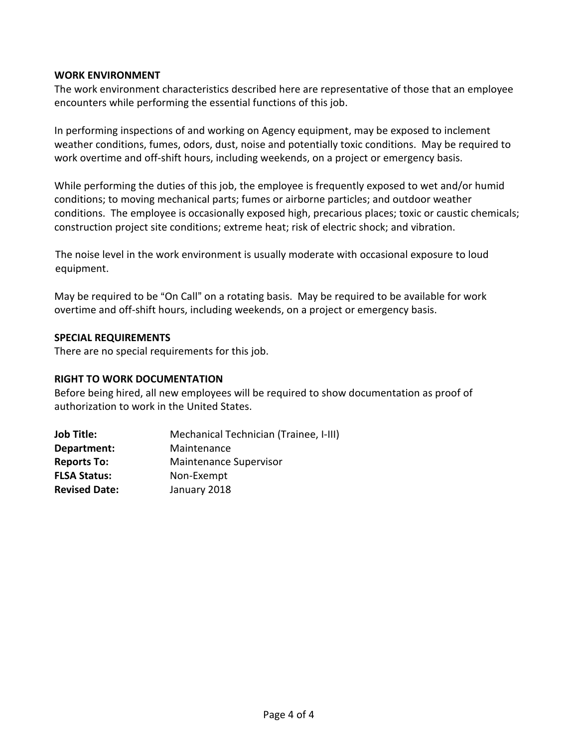## WORK ENVIRONMENT

The work environment characteristics described here are representative of those that an employee encounters while performing the essential functions of this job.

In performing inspections of and working on Agency equipment, may be exposed to inclement weather conditions, fumes, odors, dust, noise and potentially toxic conditions. May be required to work overtime and off-shift hours, including weekends, on a project or emergency basis.

While performing the duties of this job, the employee is frequently exposed to wet and/or humid conditions; to moving mechanical parts; fumes or airborne particles; and outdoor weather conditions. The employee is occasionally exposed high, precarious places; toxic or caustic chemicals; construction project site conditions; extreme heat; risk of electric shock; and vibration.

The noise level in the work environment is usually moderate with occasional exposure to loud equipment.

May be required to be "On Call" on a rotating basis. May be required to be available for work overtime and off-shift hours, including weekends, on a project or emergency basis.

## SPECIAL REQUIREMENTS

There are no special requirements for this job.

## RIGHT TO WORK DOCUMENTATION

Before being hired, all new employees will be required to show documentation as proof of authorization to work in the United States.

| | |
|---|---|
| **Job Title:** | Mechanical Technician (Trainee, I-III) |
| **Department:** | Maintenance |
| **Reports To:** | Maintenance Supervisor |
| **FLSA Status:** | Non-Exempt |
| **Revised Date:** | January 2018 |